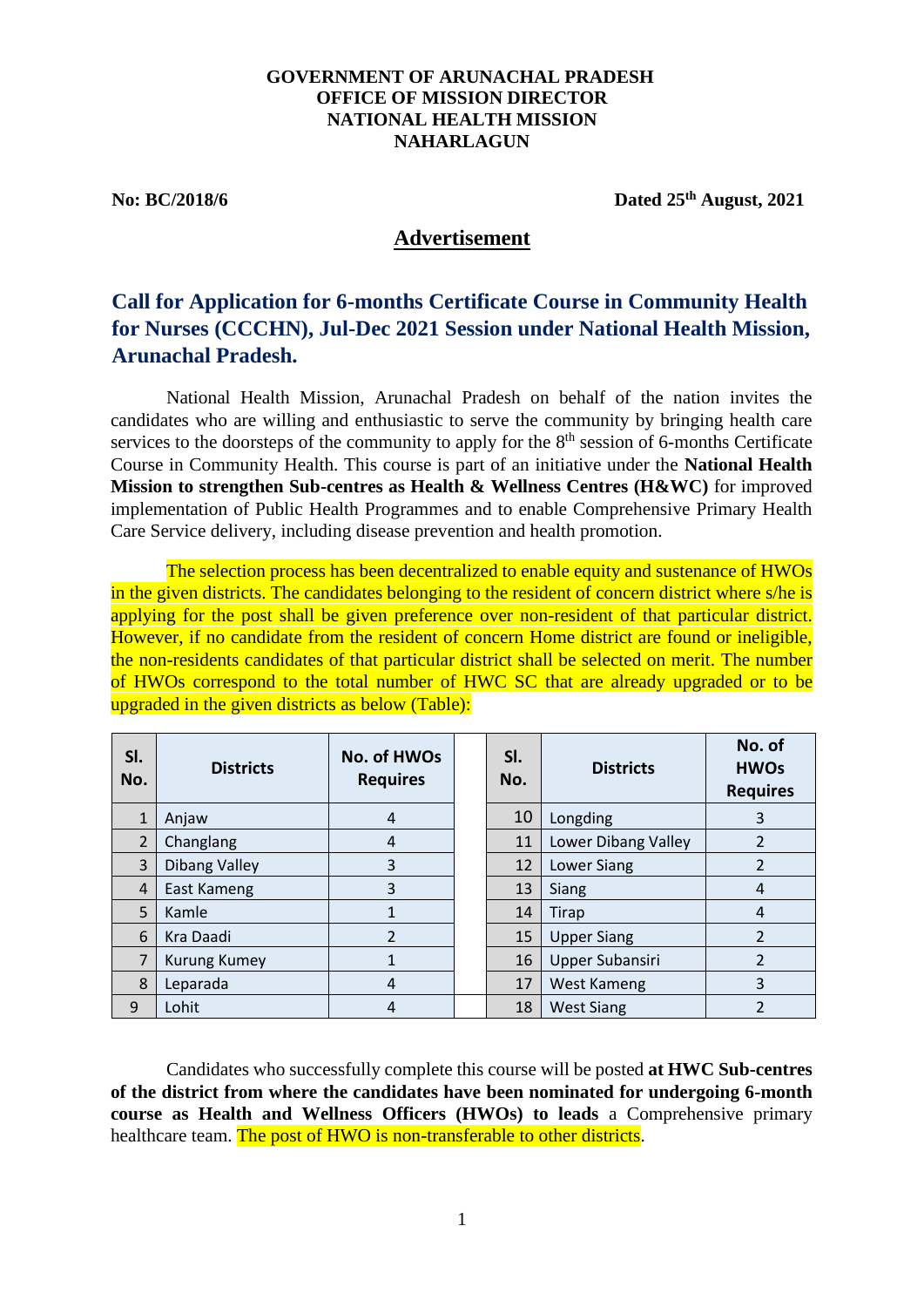**GOVERNMENT OF ARUNACHAL PRADESH**
**OFFICE OF MISSION DIRECTOR**
**NATIONAL HEALTH MISSION**
**NAHARLAGUN**

**No: BC/2018/6** **Dated 25th August, 2021**

## Advertisement

## Call for Application for 6-months Certificate Course in Community Health for Nurses (CCCHN), Jul-Dec 2021 Session under National Health Mission, Arunachal Pradesh.

National Health Mission, Arunachal Pradesh on behalf of the nation invites the candidates who are willing and enthusiastic to serve the community by bringing health care services to the doorsteps of the community to apply for the 8th session of 6-months Certificate Course in Community Health. This course is part of an initiative under the **National Health Mission to strengthen Sub-centres as Health & Wellness Centres (H&WC)** for improved implementation of Public Health Programmes and to enable Comprehensive Primary Health Care Service delivery, including disease prevention and health promotion.

The selection process has been decentralized to enable equity and sustenance of HWOs in the given districts. The candidates belonging to the resident of concern district where s/he is applying for the post shall be given preference over non-resident of that particular district. However, if no candidate from the resident of concern Home district are found or ineligible, the non-residents candidates of that particular district shall be selected on merit. The number of HWOs correspond to the total number of HWC SC that are already upgraded or to be upgraded in the given districts as below (Table):

| Sl. No. | Districts | No. of HWOs Requires | Sl. No. | Districts | No. of HWOs Requires |
|---|---|---|---|---|---|
| 1 | Anjaw | 4 | 10 | Longding | 3 |
| 2 | Changlang | 4 | 11 | Lower Dibang Valley | 2 |
| 3 | Dibang Valley | 3 | 12 | Lower Siang | 2 |
| 4 | East Kameng | 3 | 13 | Siang | 4 |
| 5 | Kamle | 1 | 14 | Tirap | 4 |
| 6 | Kra Daadi | 2 | 15 | Upper Siang | 2 |
| 7 | Kurung Kumey | 1 | 16 | Upper Subansiri | 2 |
| 8 | Leparada | 4 | 17 | West Kameng | 3 |
| 9 | Lohit | 4 | 18 | West Siang | 2 |

Candidates who successfully complete this course will be posted **at HWC Sub-centres of the district from where the candidates have been nominated for undergoing 6-month course as Health and Wellness Officers (HWOs) to leads** a Comprehensive primary healthcare team. The post of HWO is non-transferable to other districts.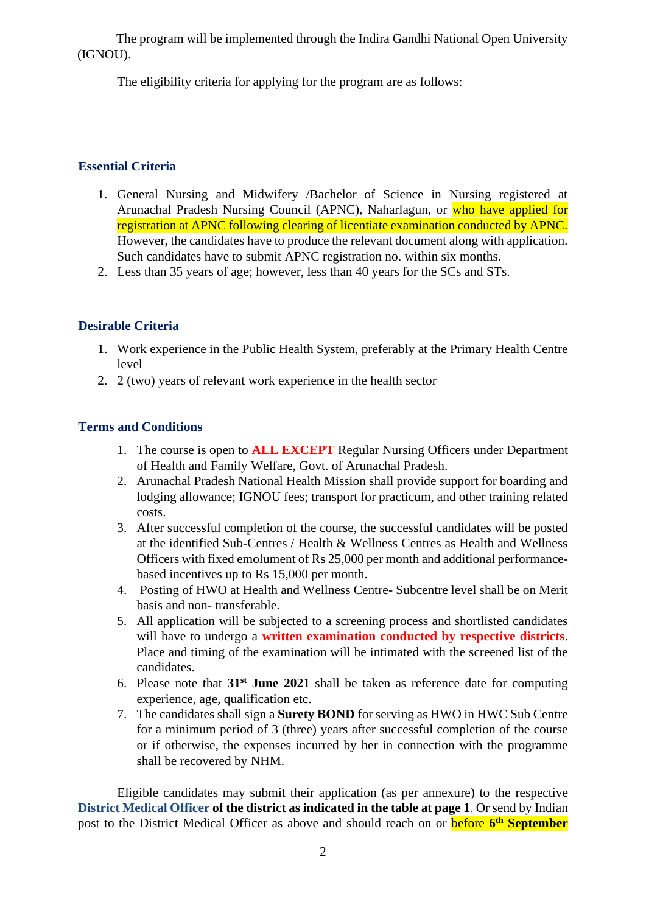The program will be implemented through the Indira Gandhi National Open University (IGNOU).

The eligibility criteria for applying for the program are as follows:

### Essential Criteria

1. General Nursing and Midwifery /Bachelor of Science in Nursing registered at Arunachal Pradesh Nursing Council (APNC), Naharlagun, or who have applied for registration at APNC following clearing of licentiate examination conducted by APNC. However, the candidates have to produce the relevant document along with application. Such candidates have to submit APNC registration no. within six months.
2. Less than 35 years of age; however, less than 40 years for the SCs and STs.

### Desirable Criteria

1. Work experience in the Public Health System, preferably at the Primary Health Centre level
2. 2 (two) years of relevant work experience in the health sector

### Terms and Conditions

1. The course is open to **ALL EXCEPT** Regular Nursing Officers under Department of Health and Family Welfare, Govt. of Arunachal Pradesh.
2. Arunachal Pradesh National Health Mission shall provide support for boarding and lodging allowance; IGNOU fees; transport for practicum, and other training related costs.
3. After successful completion of the course, the successful candidates will be posted at the identified Sub-Centres / Health & Wellness Centres as Health and Wellness Officers with fixed emolument of Rs 25,000 per month and additional performance-based incentives up to Rs 15,000 per month.
4. Posting of HWO at Health and Wellness Centre- Subcentre level shall be on Merit basis and non- transferable.
5. All application will be subjected to a screening process and shortlisted candidates will have to undergo a **written examination conducted by respective districts**. Place and timing of the examination will be intimated with the screened list of the candidates.
6. Please note that **31st June 2021** shall be taken as reference date for computing experience, age, qualification etc.
7. The candidates shall sign a **Surety BOND** for serving as HWO in HWC Sub Centre for a minimum period of 3 (three) years after successful completion of the course or if otherwise, the expenses incurred by her in connection with the programme shall be recovered by NHM.

Eligible candidates may submit their application (as per annexure) to the respective District Medical Officer **of the district as indicated in the table at page 1**. Or send by Indian post to the District Medical Officer as above and should reach on or before **6th September**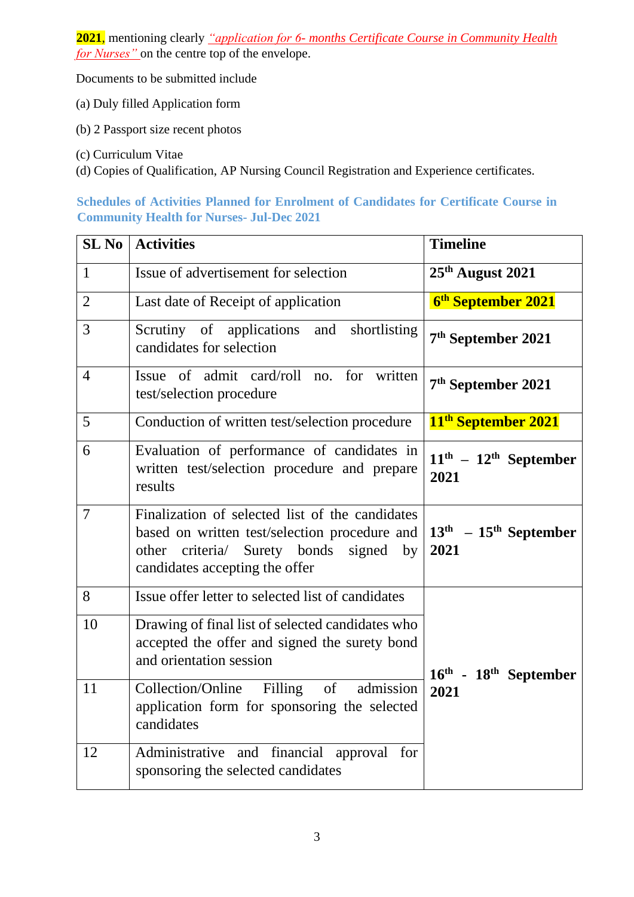**2021**, mentioning clearly *"application for 6- months Certificate Course in Community Health for Nurses"* on the centre top of the envelope.

Documents to be submitted include

(a) Duly filled Application form

(b) 2 Passport size recent photos

(c) Curriculum Vitae

(d) Copies of Qualification, AP Nursing Council Registration and Experience certificates.

**Schedules of Activities Planned for Enrolment of Candidates for Certificate Course in Community Health for Nurses- Jul-Dec 2021**

| SL No | Activities | Timeline |
|---|---|---|
| 1 | Issue of advertisement for selection | **25th August 2021** |
| 2 | Last date of Receipt of application | **6th September 2021** |
| 3 | Scrutiny of applications and shortlisting candidates for selection | **7th September 2021** |
| 4 | Issue of admit card/roll no. for written test/selection procedure | **7th September 2021** |
| 5 | Conduction of written test/selection procedure | **11th September 2021** |
| 6 | Evaluation of performance of candidates in written test/selection procedure and prepare results | **11th – 12th September 2021** |
| 7 | Finalization of selected list of the candidates based on written test/selection procedure and other criteria/ Surety bonds signed by candidates accepting the offer | **13th – 15th September 2021** |
| 8 | Issue offer letter to selected list of candidates | **16th - 18th September 2021** |
| 10 | Drawing of final list of selected candidates who accepted the offer and signed the surety bond and orientation session | |
| 11 | Collection/Online Filling of admission application form for sponsoring the selected candidates | |
| 12 | Administrative and financial approval for sponsoring the selected candidates | |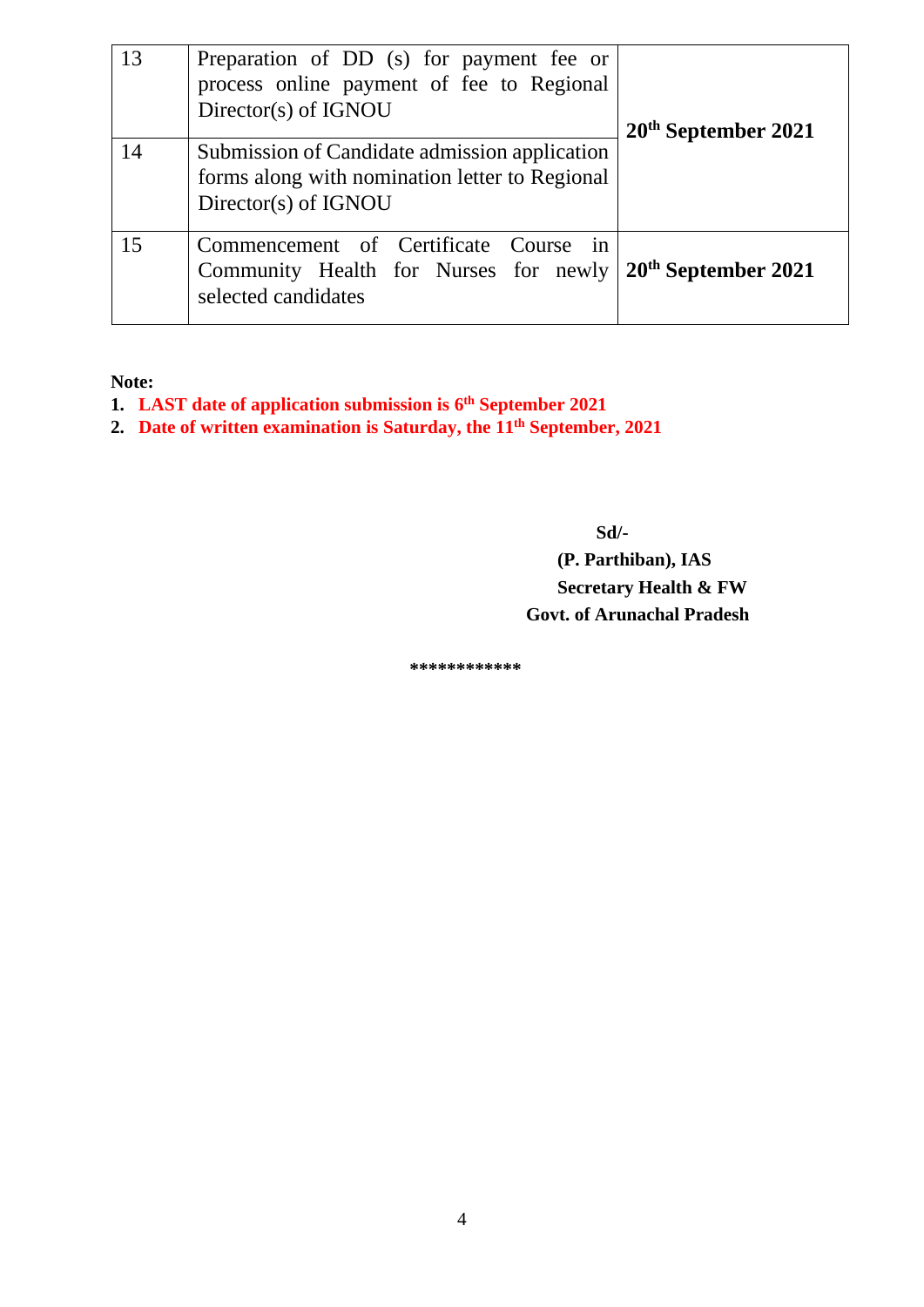| 13 | Preparation of DD (s) for payment fee or process online payment of fee to Regional Director(s) of IGNOU | **20th September 2021** |
|---|---|---|
| 14 | Submission of Candidate admission application forms along with nomination letter to Regional Director(s) of IGNOU | |
| 15 | Commencement of Certificate Course in Community Health for Nurses for newly selected candidates | **20th September 2021** |

**Note:**

1. **LAST date of application submission is 6th September 2021**
2. **Date of written examination is Saturday, the 11th September, 2021**

**Sd/-**

**(P. Parthiban), IAS**

**Secretary Health & FW**

**Govt. of Arunachal Pradesh**

************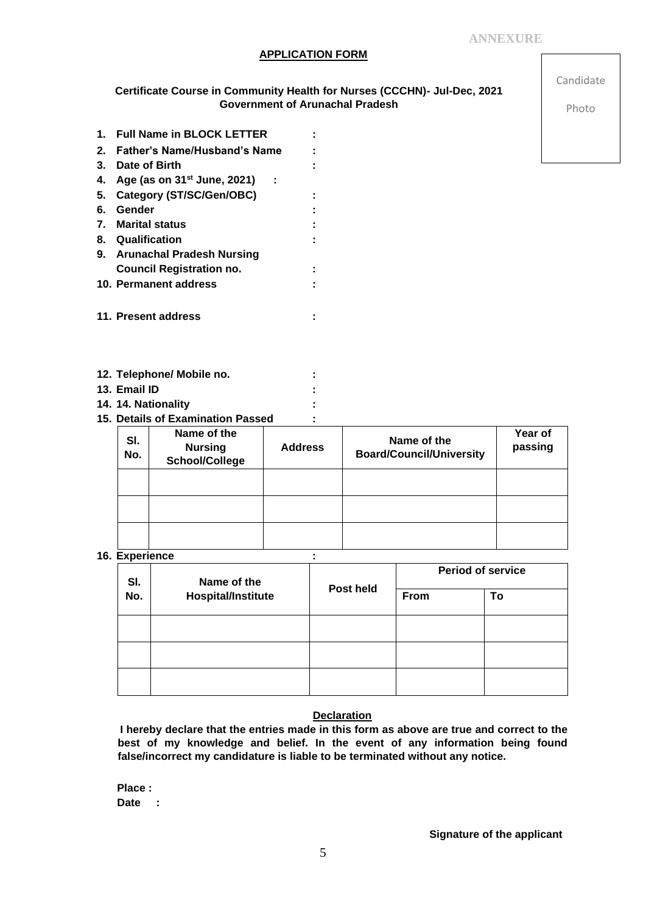ANNEXURE

## APPLICATION FORM

Candidate Photo

**Certificate Course in Community Health for Nurses (CCCHN)- Jul-Dec, 2021**
**Government of Arunachal Pradesh**

1. **Full Name in BLOCK LETTER :**
2. **Father's Name/Husband's Name :**
3. **Date of Birth :**
4. **Age (as on 31st June, 2021) :**
5. **Category (ST/SC/Gen/OBC) :**
6. **Gender :**
7. **Marital status :**
8. **Qualification :**
9. **Arunachal Pradesh Nursing Council Registration no. :**
10. **Permanent address :**
11. **Present address :**
12. **Telephone/ Mobile no. :**
13. **Email ID :**
14. **14. Nationality :**
15. **Details of Examination Passed :**

| Sl. No. | Name of the Nursing School/College | Address | Name of the Board/Council/University | Year of passing |
|---|---|---|---|---|
| | | | | |
| | | | | |
| | | | | |

16. **Experience :**

| Sl. No. | Name of the Hospital/Institute | Post held | Period of service | |
|---|---|---|---|---|
| | | | From | To |
| | | | | |
| | | | | |
| | | | | |

**Declaration**

**I hereby declare that the entries made in this form as above are true and correct to the best of my knowledge and belief. In the event of any information being found false/incorrect my candidature is liable to be terminated without any notice.**

**Place :**

**Date :**

**Signature of the applicant**